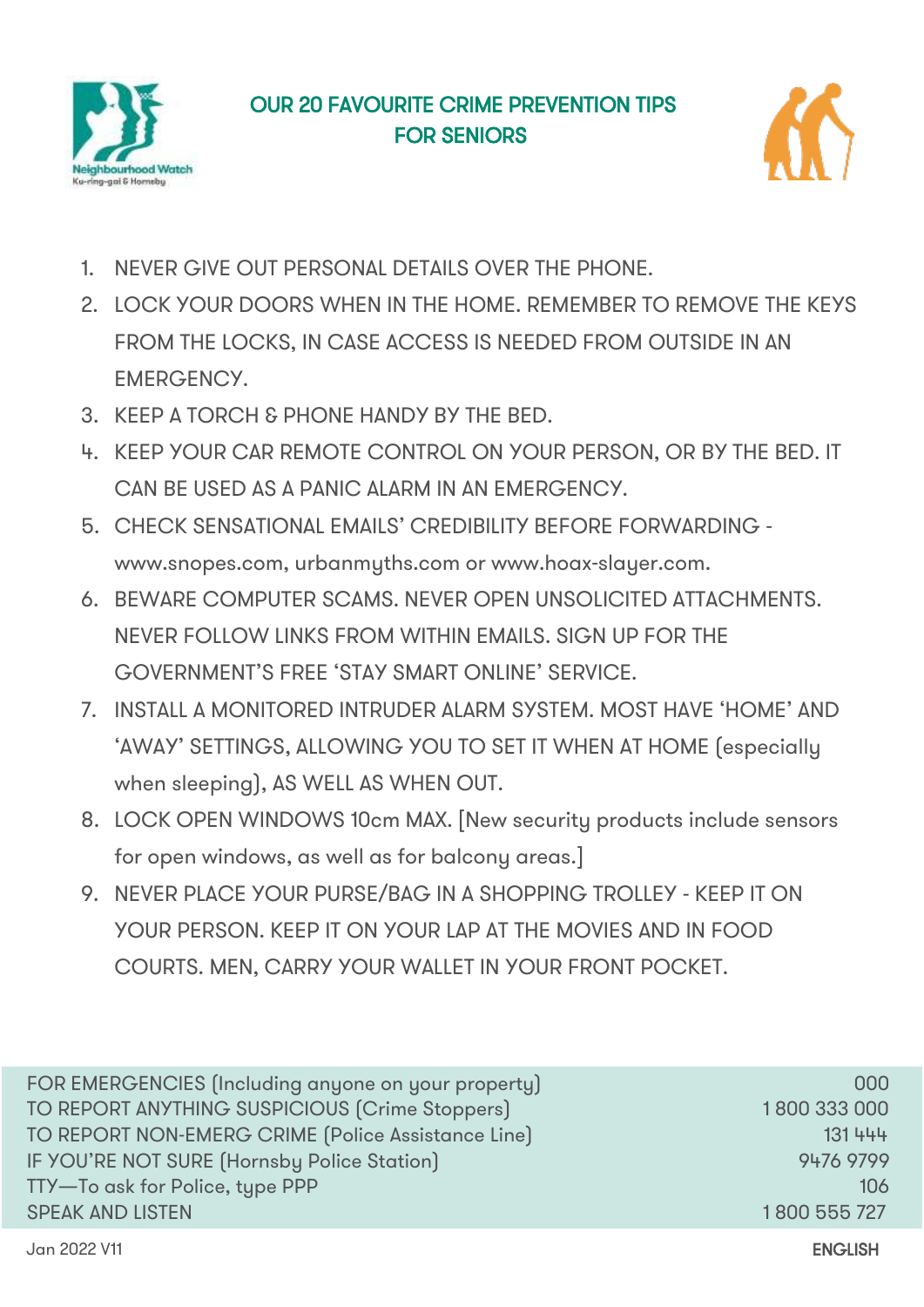Neighbourhood Watch
Ku-ring-gai & Hornsby

# OUR 20 FAVOURITE CRIME PREVENTION TIPS FOR SENIORS

1. NEVER GIVE OUT PERSONAL DETAILS OVER THE PHONE.
2. LOCK YOUR DOORS WHEN IN THE HOME. REMEMBER TO REMOVE THE KEYS FROM THE LOCKS, IN CASE ACCESS IS NEEDED FROM OUTSIDE IN AN EMERGENCY.
3. KEEP A TORCH & PHONE HANDY BY THE BED.
4. KEEP YOUR CAR REMOTE CONTROL ON YOUR PERSON, OR BY THE BED. IT CAN BE USED AS A PANIC ALARM IN AN EMERGENCY.
5. CHECK SENSATIONAL EMAILS' CREDIBILITY BEFORE FORWARDING - www.snopes.com, urbanmyths.com or www.hoax-slayer.com.
6. BEWARE COMPUTER SCAMS. NEVER OPEN UNSOLICITED ATTACHMENTS. NEVER FOLLOW LINKS FROM WITHIN EMAILS. SIGN UP FOR THE GOVERNMENT'S FREE 'STAY SMART ONLINE' SERVICE.
7. INSTALL A MONITORED INTRUDER ALARM SYSTEM. MOST HAVE 'HOME' AND 'AWAY' SETTINGS, ALLOWING YOU TO SET IT WHEN AT HOME (especially when sleeping), AS WELL AS WHEN OUT.
8. LOCK OPEN WINDOWS 10cm MAX. [New security products include sensors for open windows, as well as for balcony areas.]
9. NEVER PLACE YOUR PURSE/BAG IN A SHOPPING TROLLEY - KEEP IT ON YOUR PERSON. KEEP IT ON YOUR LAP AT THE MOVIES AND IN FOOD COURTS. MEN, CARRY YOUR WALLET IN YOUR FRONT POCKET.

| | |
|---|---|
| FOR EMERGENCIES (Including anyone on your property) | 000 |
| TO REPORT ANYTHING SUSPICIOUS (Crime Stoppers) | 1 800 333 000 |
| TO REPORT NON-EMERG CRIME (Police Assistance Line) | 131 444 |
| IF YOU'RE NOT SURE (Hornsby Police Station) | 9476 9799 |
| TTY—To ask for Police, type PPP | 106 |
| SPEAK AND LISTEN | 1 800 555 727 |

Jan 2022 V11

ENGLISH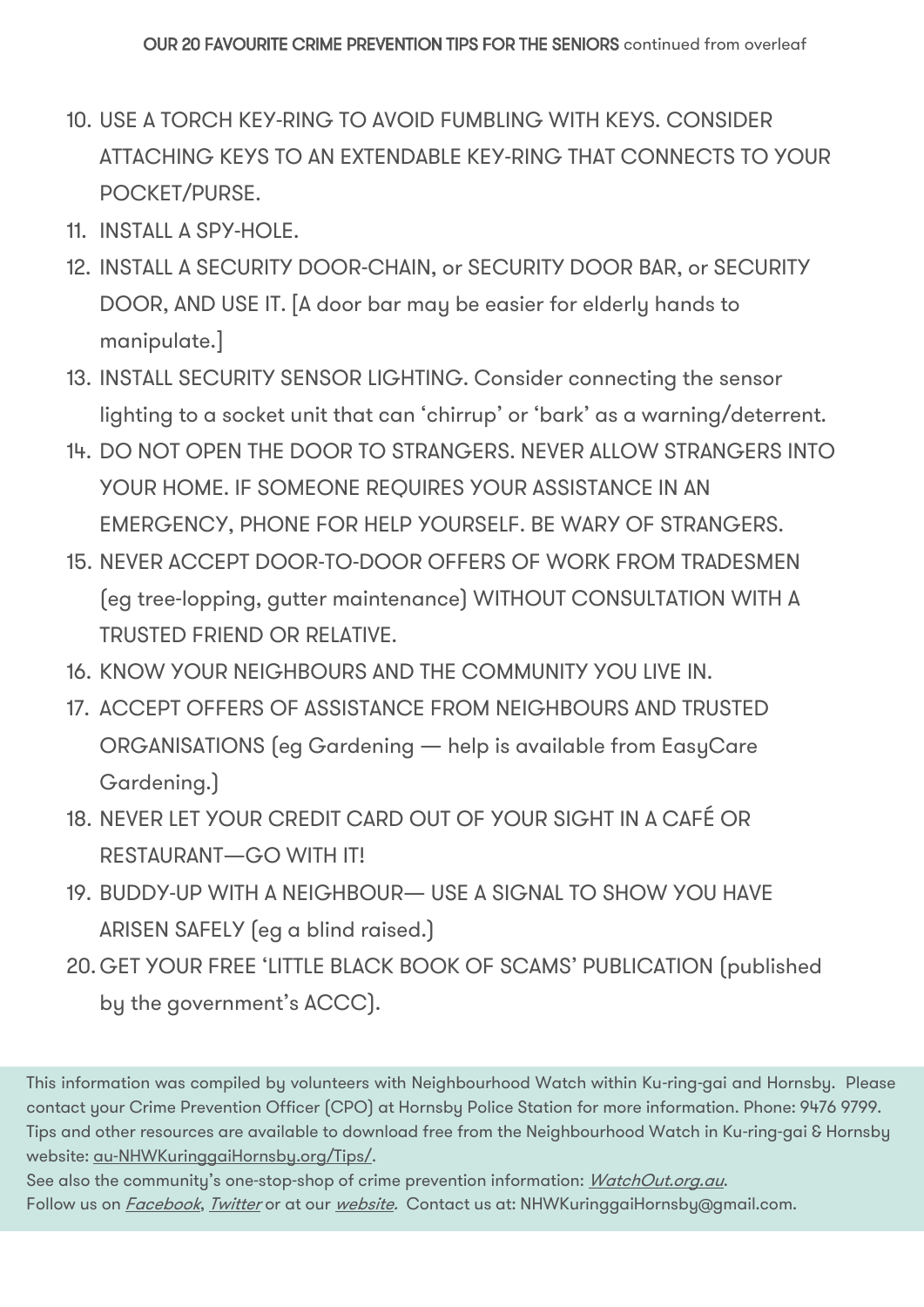**OUR 20 FAVOURITE CRIME PREVENTION TIPS FOR THE SENIORS** continued from overleaf

10. USE A TORCH KEY-RING TO AVOID FUMBLING WITH KEYS. CONSIDER ATTACHING KEYS TO AN EXTENDABLE KEY-RING THAT CONNECTS TO YOUR POCKET/PURSE.
11. INSTALL A SPY-HOLE.
12. INSTALL A SECURITY DOOR-CHAIN, or SECURITY DOOR BAR, or SECURITY DOOR, AND USE IT. [A door bar may be easier for elderly hands to manipulate.]
13. INSTALL SECURITY SENSOR LIGHTING. Consider connecting the sensor lighting to a socket unit that can 'chirrup' or 'bark' as a warning/deterrent.
14. DO NOT OPEN THE DOOR TO STRANGERS. NEVER ALLOW STRANGERS INTO YOUR HOME. IF SOMEONE REQUIRES YOUR ASSISTANCE IN AN EMERGENCY, PHONE FOR HELP YOURSELF. BE WARY OF STRANGERS.
15. NEVER ACCEPT DOOR-TO-DOOR OFFERS OF WORK FROM TRADESMEN (eg tree-lopping, gutter maintenance) WITHOUT CONSULTATION WITH A TRUSTED FRIEND OR RELATIVE.
16. KNOW YOUR NEIGHBOURS AND THE COMMUNITY YOU LIVE IN.
17. ACCEPT OFFERS OF ASSISTANCE FROM NEIGHBOURS AND TRUSTED ORGANISATIONS (eg Gardening — help is available from EasyCare Gardening.)
18. NEVER LET YOUR CREDIT CARD OUT OF YOUR SIGHT IN A CAFÉ OR RESTAURANT—GO WITH IT!
19. BUDDY-UP WITH A NEIGHBOUR— USE A SIGNAL TO SHOW YOU HAVE ARISEN SAFELY (eg a blind raised.)
20. GET YOUR FREE 'LITTLE BLACK BOOK OF SCAMS' PUBLICATION (published by the government's ACCC).

This information was compiled by volunteers with Neighbourhood Watch within Ku-ring-gai and Hornsby. Please contact your Crime Prevention Officer (CPO) at Hornsby Police Station for more information. Phone: 9476 9799. Tips and other resources are available to download free from the Neighbourhood Watch in Ku-ring-gai & Hornsby website: au-NHWKuringgaiHornsby.org/Tips/.

See also the community's one-stop-shop of crime prevention information: *WatchOut.org.au*.

Follow us on *Facebook*, *Twitter* or at our *website*. Contact us at: NHWKuringgaiHornsby@gmail.com.